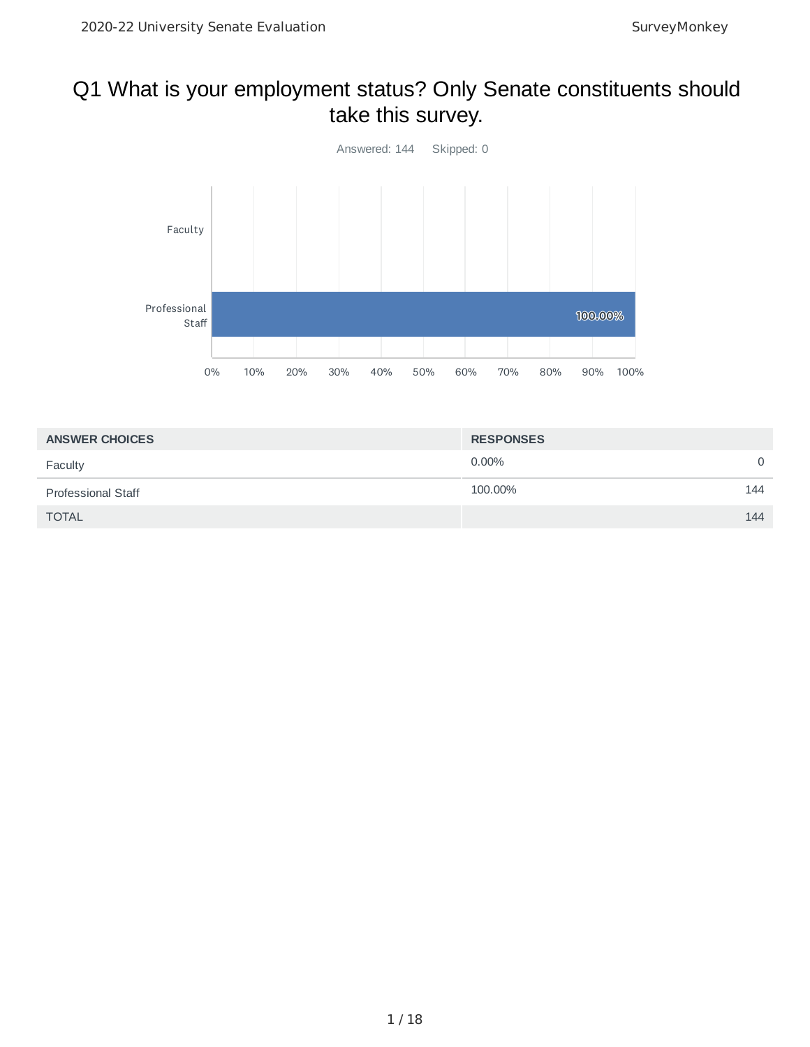# Q1 What is your employment status? Only Senate constituents should take this survey.

Answered: 144 Skipped: 0

| ANSWER CHOICES | RESPONSES | |
|---|---|---|
| Faculty | 0.00% | 0 |
| Professional Staff | 100.00% | 144 |
| TOTAL | | 144 |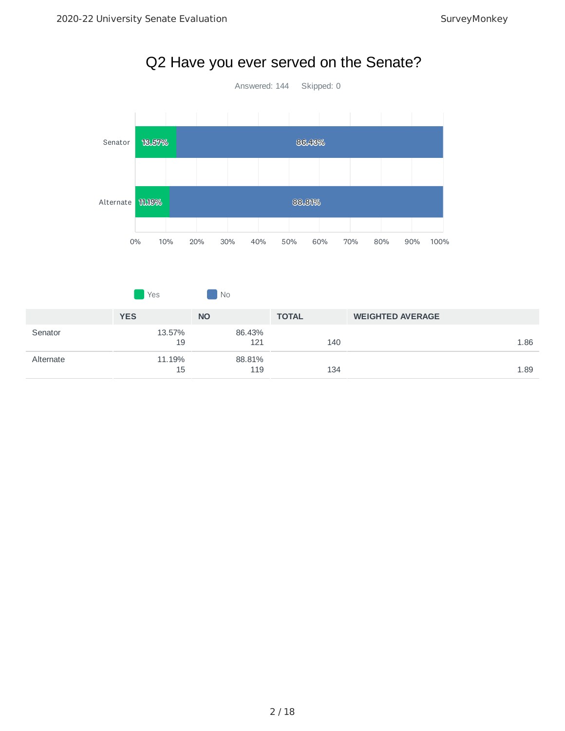# Q2 Have you ever served on the Senate?

Answered: 144 Skipped: 0

| | YES | NO | TOTAL | WEIGHTED AVERAGE |
|---|---|---|---|---|
| Senator | 13.57% 19 | 86.43% 121 | 140 | 1.86 |
| Alternate | 11.19% 15 | 88.81% 119 | 134 | 1.89 |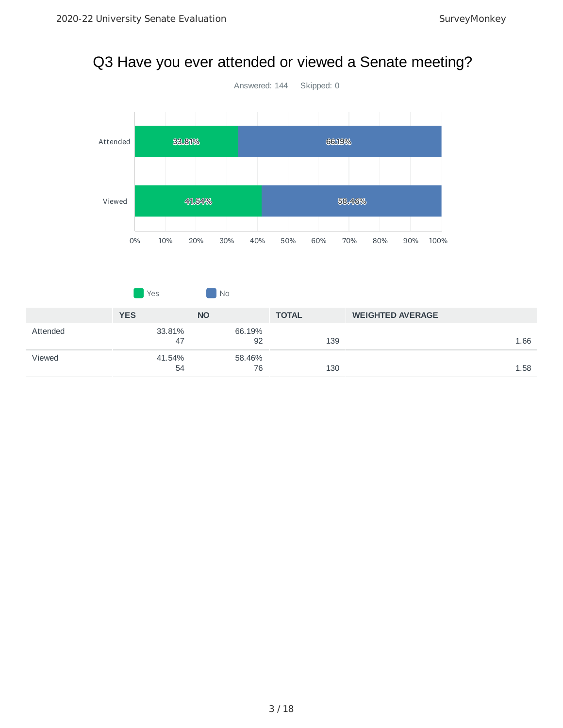# Q3 Have you ever attended or viewed a Senate meeting?

Answered: 144 Skipped: 0

| | YES | NO | TOTAL | WEIGHTED AVERAGE |
|---|---|---|---|---|
| Attended | 33.81% 47 | 66.19% 92 | 139 | 1.66 |
| Viewed | 41.54% 54 | 58.46% 76 | 130 | 1.58 |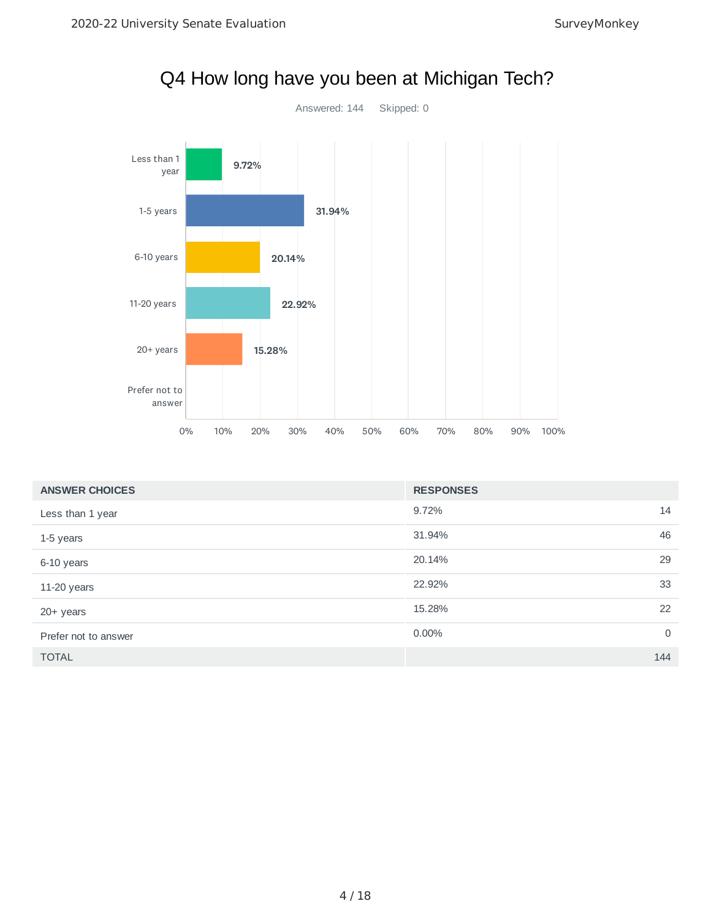# Q4 How long have you been at Michigan Tech?

Answered: 144    Skipped: 0

| ANSWER CHOICES | RESPONSES | |
|---|---|---|
| Less than 1 year | 9.72% | 14 |
| 1-5 years | 31.94% | 46 |
| 6-10 years | 20.14% | 29 |
| 11-20 years | 22.92% | 33 |
| 20+ years | 15.28% | 22 |
| Prefer not to answer | 0.00% | 0 |
| TOTAL | | 144 |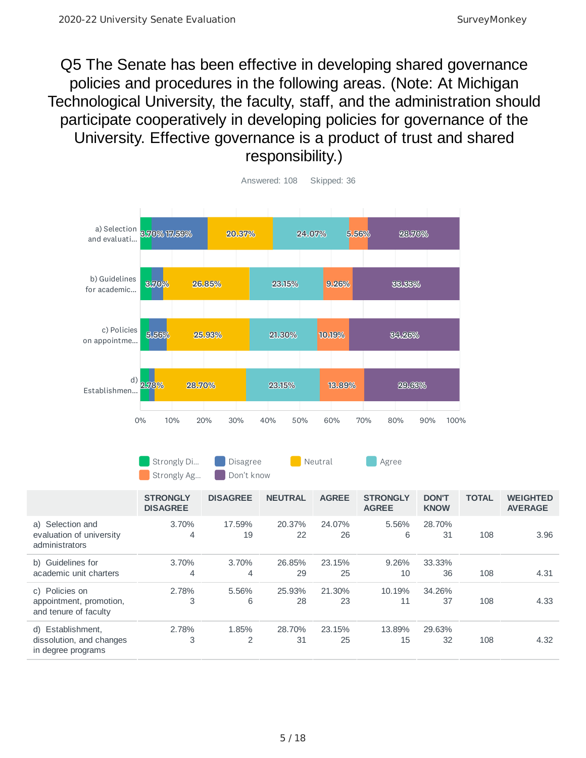# Q5 The Senate has been effective in developing shared governance policies and procedures in the following areas. (Note: At Michigan Technological University, the faculty, staff, and the administration should participate cooperatively in developing policies for governance of the University. Effective governance is a product of trust and shared responsibility.)

Answered: 108 Skipped: 36

| | STRONGLY DISAGREE | DISAGREE | NEUTRAL | AGREE | STRONGLY AGREE | DON'T KNOW | TOTAL | WEIGHTED AVERAGE |
|---|---|---|---|---|---|---|---|---|
| a) Selection and evaluation of university administrators | 3.70% 4 | 17.59% 19 | 20.37% 22 | 24.07% 26 | 5.56% 6 | 28.70% 31 | 108 | 3.96 |
| b) Guidelines for academic unit charters | 3.70% 4 | 3.70% 4 | 26.85% 29 | 23.15% 25 | 9.26% 10 | 33.33% 36 | 108 | 4.31 |
| c) Policies on appointment, promotion, and tenure of faculty | 2.78% 3 | 5.56% 6 | 25.93% 28 | 21.30% 23 | 10.19% 11 | 34.26% 37 | 108 | 4.33 |
| d) Establishment, dissolution, and changes in degree programs | 2.78% 3 | 1.85% 2 | 28.70% 31 | 23.15% 25 | 13.89% 15 | 29.63% 32 | 108 | 4.32 |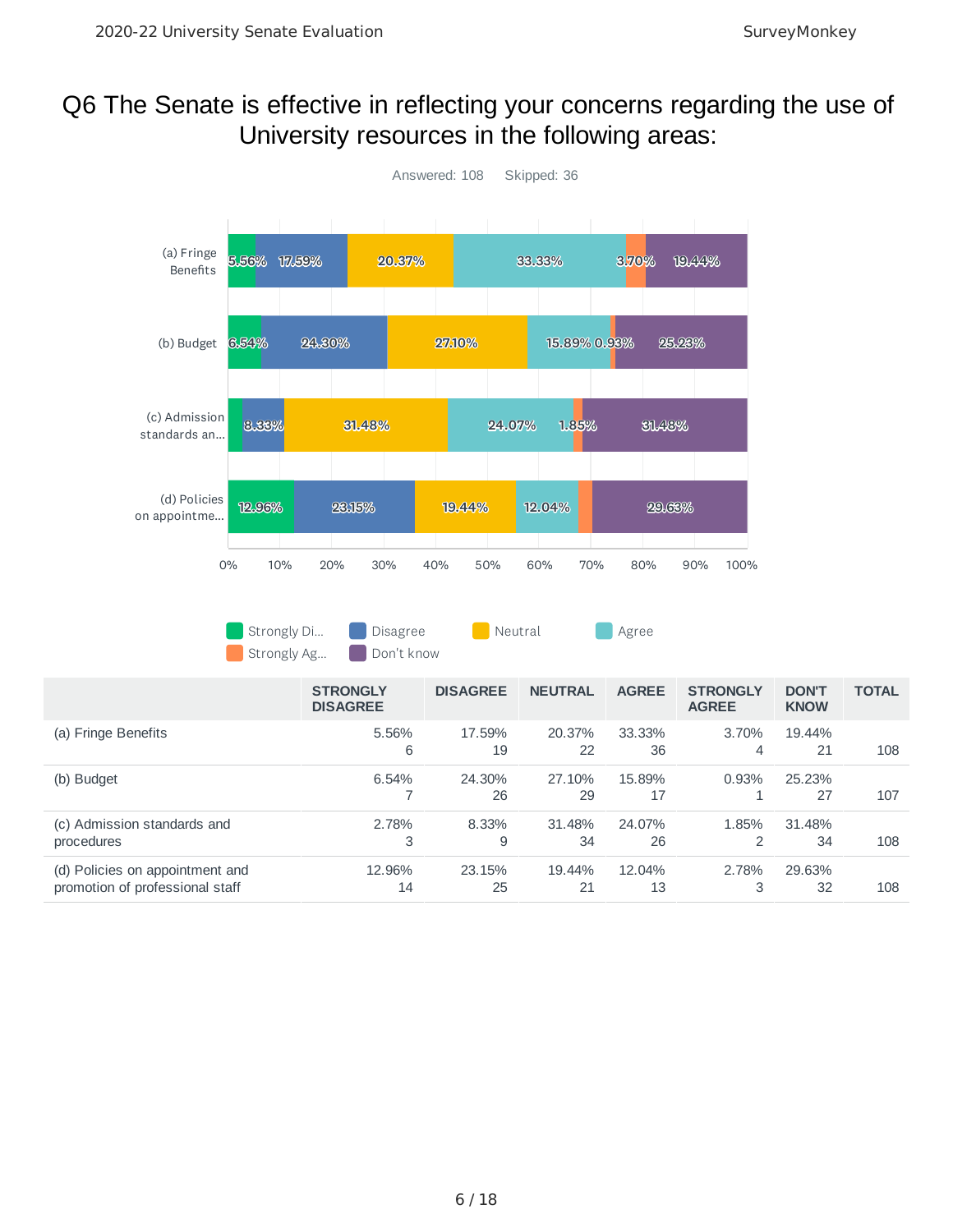# Q6 The Senate is effective in reflecting your concerns regarding the use of University resources in the following areas:

Answered: 108 Skipped: 36

| | STRONGLY DISAGREE | DISAGREE | NEUTRAL | AGREE | STRONGLY AGREE | DON'T KNOW | TOTAL |
|---|---|---|---|---|---|---|---|
| (a) Fringe Benefits | 5.56% 6 | 17.59% 19 | 20.37% 22 | 33.33% 36 | 3.70% 4 | 19.44% 21 | 108 |
| (b) Budget | 6.54% 7 | 24.30% 26 | 27.10% 29 | 15.89% 17 | 0.93% 1 | 25.23% 27 | 107 |
| (c) Admission standards and procedures | 2.78% 3 | 8.33% 9 | 31.48% 34 | 24.07% 26 | 1.85% 2 | 31.48% 34 | 108 |
| (d) Policies on appointment and promotion of professional staff | 12.96% 14 | 23.15% 25 | 19.44% 21 | 12.04% 13 | 2.78% 3 | 29.63% 32 | 108 |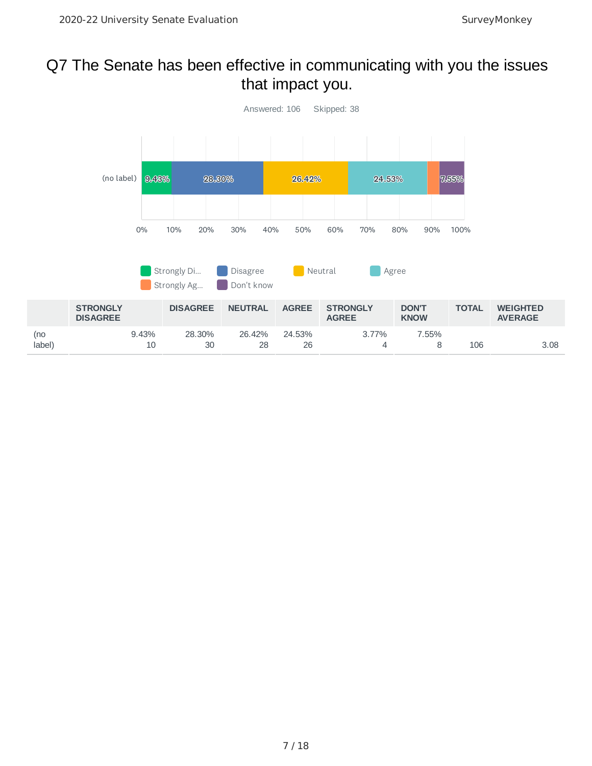# Q7 The Senate has been effective in communicating with you the issues that impact you.

Answered: 106 Skipped: 38

|  | STRONGLY DISAGREE | DISAGREE | NEUTRAL | AGREE | STRONGLY AGREE | DON'T KNOW | TOTAL | WEIGHTED AVERAGE |
|---|---|---|---|---|---|---|---|---|
| (no label) | 9.43%<br>10 | 28.30%<br>30 | 26.42%<br>28 | 24.53%<br>26 | 3.77%<br>4 | 7.55%<br>8 | 106 | 3.08 |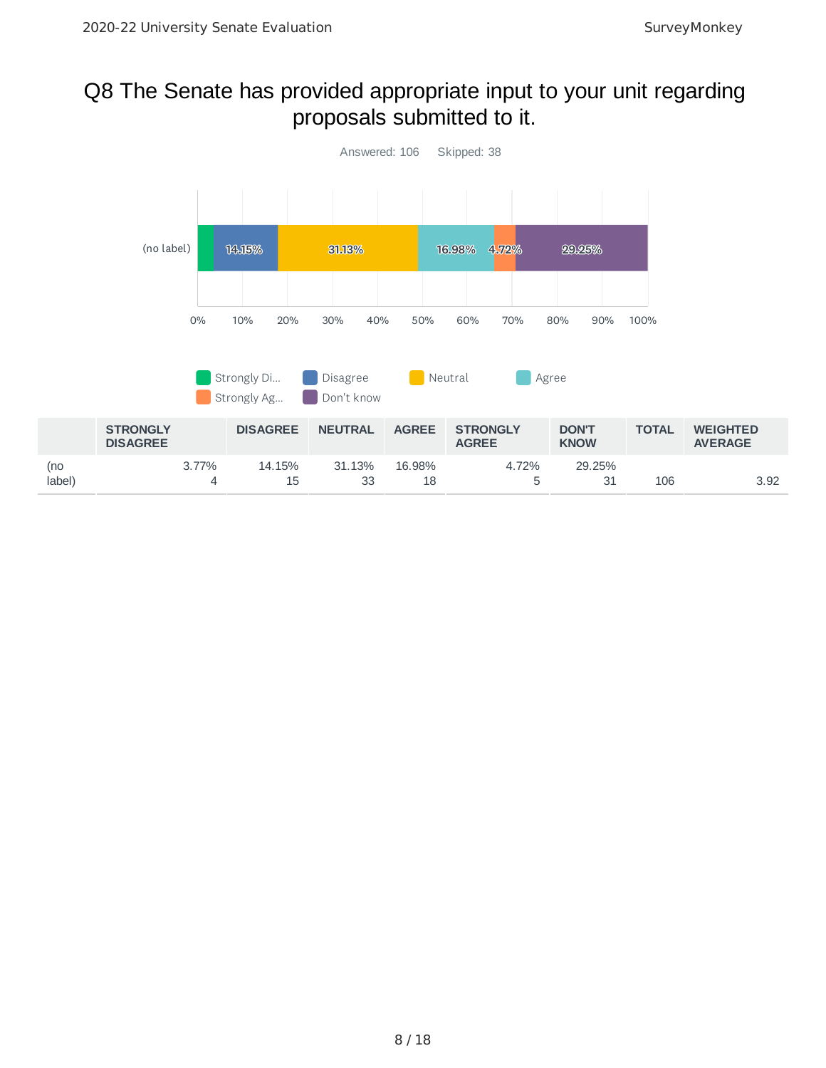# Q8 The Senate has provided appropriate input to your unit regarding proposals submitted to it.

Answered: 106 Skipped: 38

|  | STRONGLY DISAGREE | DISAGREE | NEUTRAL | AGREE | STRONGLY AGREE | DON'T KNOW | TOTAL | WEIGHTED AVERAGE |
|---|---|---|---|---|---|---|---|---|
| (no label) | 3.77% 4 | 14.15% 15 | 31.13% 33 | 16.98% 18 | 4.72% 5 | 29.25% 31 | 106 | 3.92 |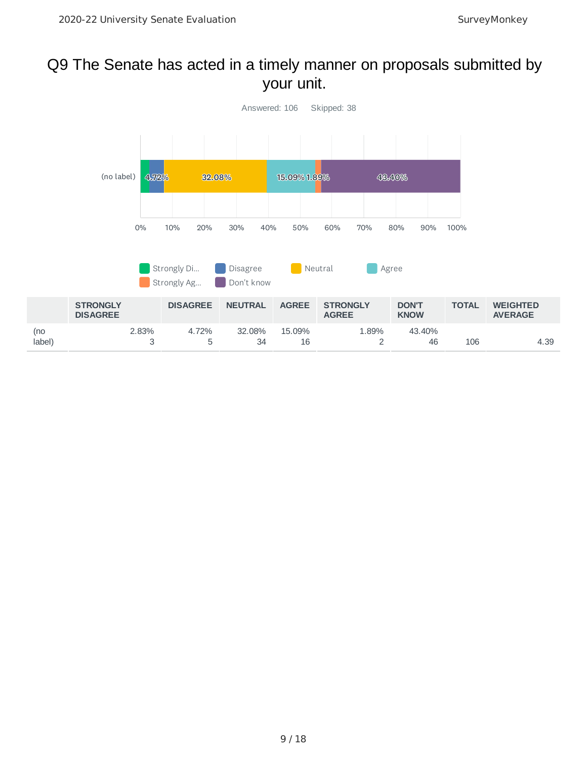# Q9 The Senate has acted in a timely manner on proposals submitted by your unit.

Answered: 106 Skipped: 38

|  | STRONGLY DISAGREE | DISAGREE | NEUTRAL | AGREE | STRONGLY AGREE | DON'T KNOW | TOTAL | WEIGHTED AVERAGE |
|---|---|---|---|---|---|---|---|---|
| (no label) | 2.83%<br>3 | 4.72%<br>5 | 32.08%<br>34 | 15.09%<br>16 | 1.89%<br>2 | 43.40%<br>46 | 106 | 4.39 |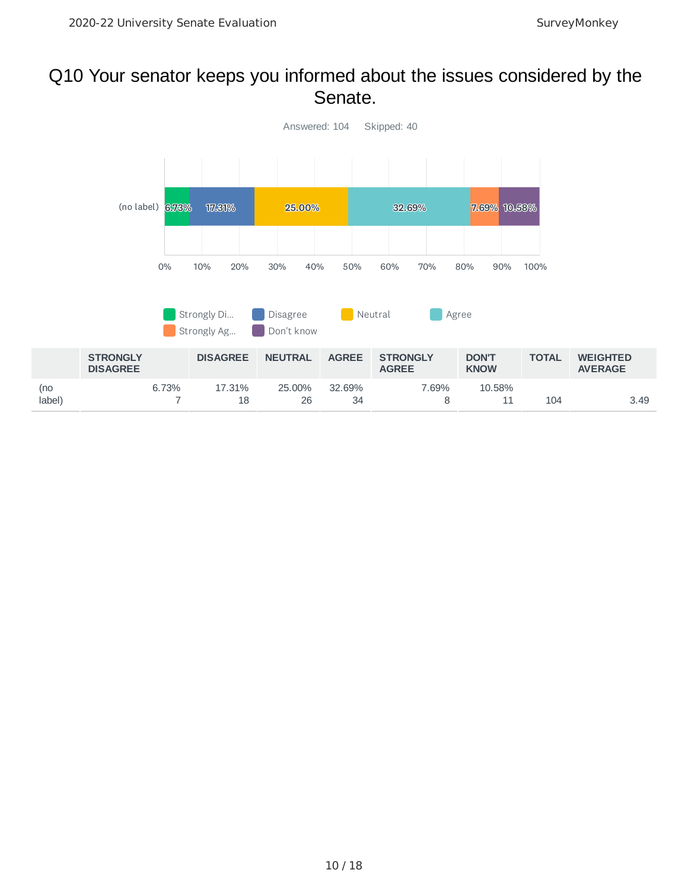# Q10 Your senator keeps you informed about the issues considered by the Senate.

Answered: 104 Skipped: 40

| | STRONGLY DISAGREE | DISAGREE | NEUTRAL | AGREE | STRONGLY AGREE | DON'T KNOW | TOTAL | WEIGHTED AVERAGE |
|---|---|---|---|---|---|---|---|---|
| (no label) | 6.73%<br>7 | 17.31%<br>18 | 25.00%<br>26 | 32.69%<br>34 | 7.69%<br>8 | 10.58%<br>11 | 104 | 3.49 |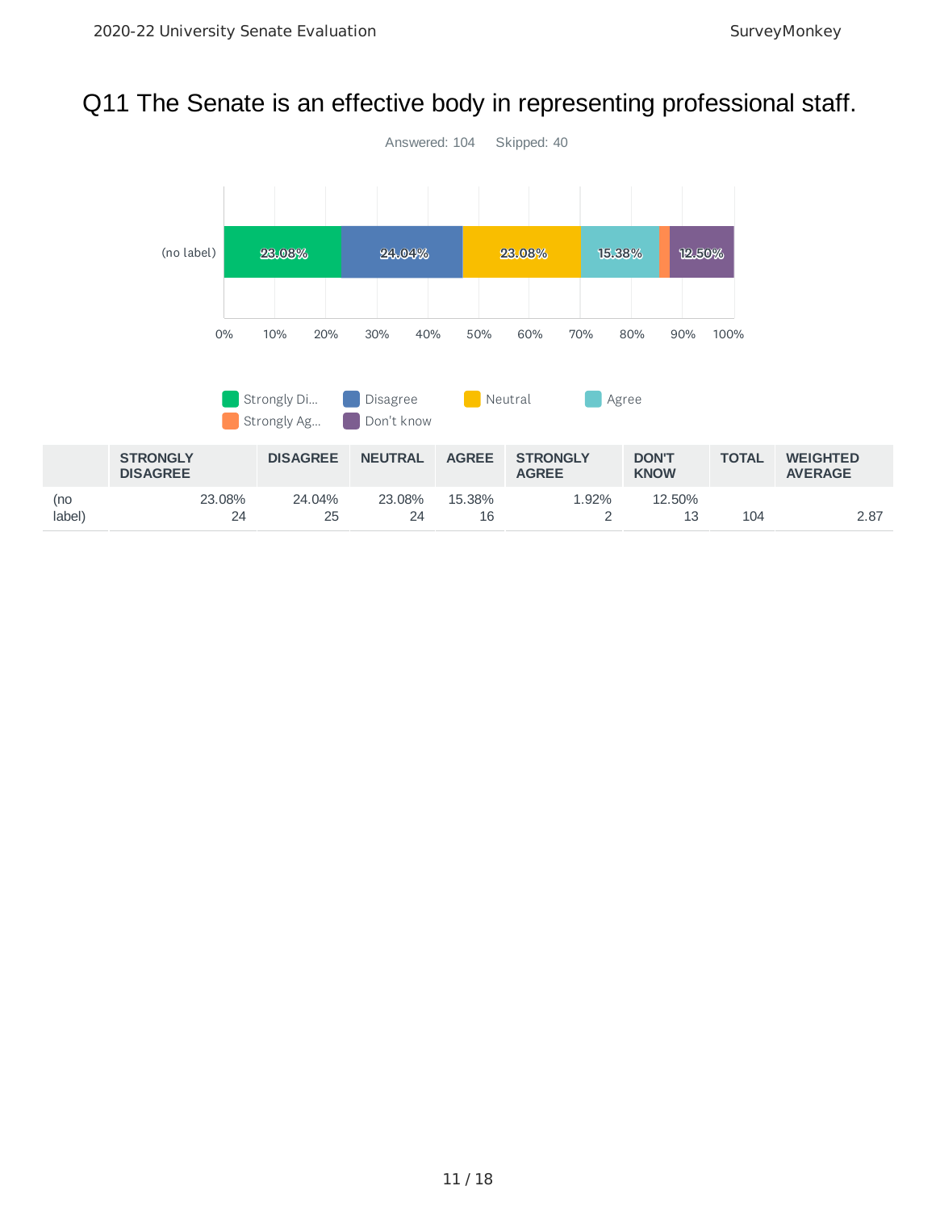# Q11 The Senate is an effective body in representing professional staff.

Answered: 104 Skipped: 40

| | STRONGLY DISAGREE | DISAGREE | NEUTRAL | AGREE | STRONGLY AGREE | DON'T KNOW | TOTAL | WEIGHTED AVERAGE |
|---|---|---|---|---|---|---|---|---|
| (no label) | 23.08% 24 | 24.04% 25 | 23.08% 24 | 15.38% 16 | 1.92% 2 | 12.50% 13 | 104 | 2.87 |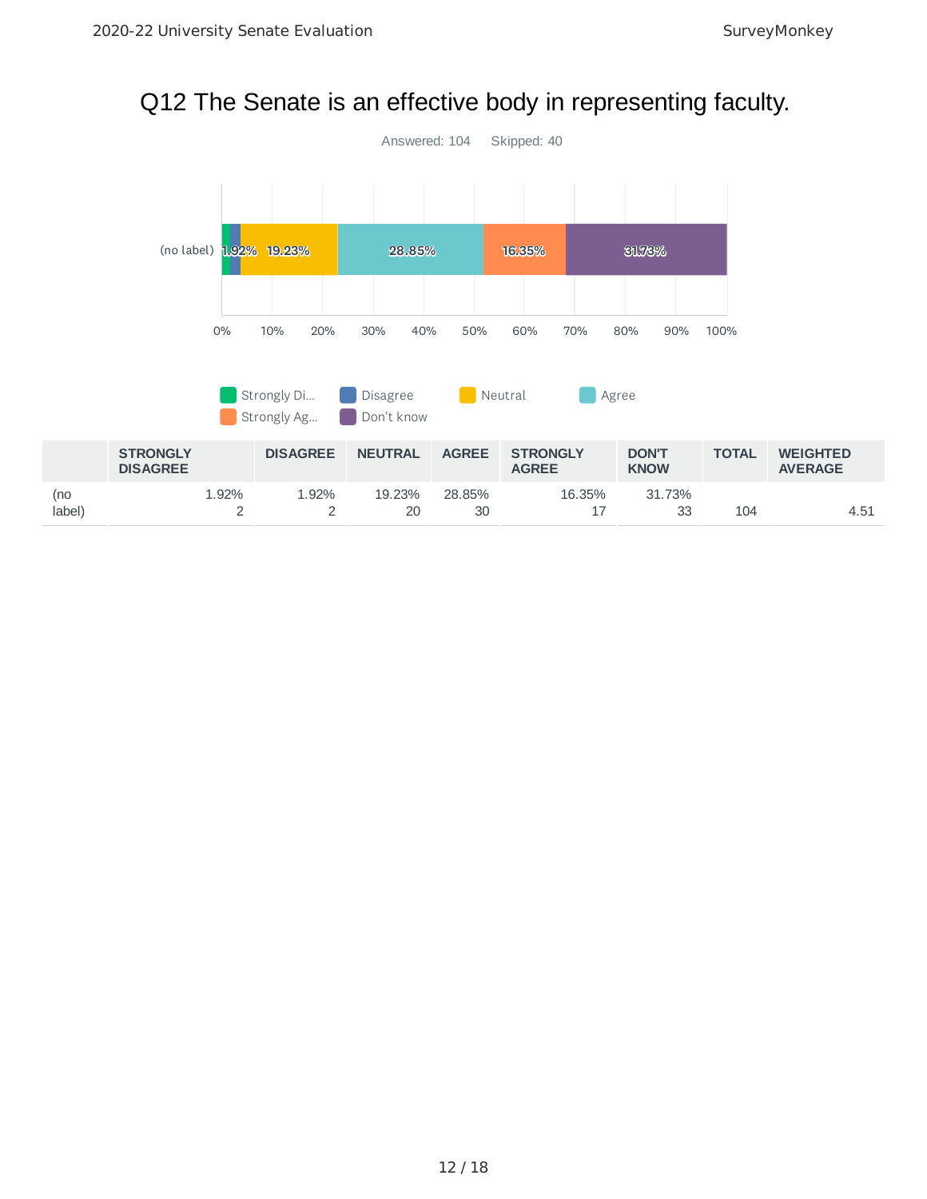# Q12 The Senate is an effective body in representing faculty.

Answered: 104 Skipped: 40

| | STRONGLY DISAGREE | DISAGREE | NEUTRAL | AGREE | STRONGLY AGREE | DON'T KNOW | TOTAL | WEIGHTED AVERAGE |
|---|---|---|---|---|---|---|---|---|
| (no label) | 1.92% 2 | 1.92% 2 | 19.23% 20 | 28.85% 30 | 16.35% 17 | 31.73% 33 | 104 | 4.51 |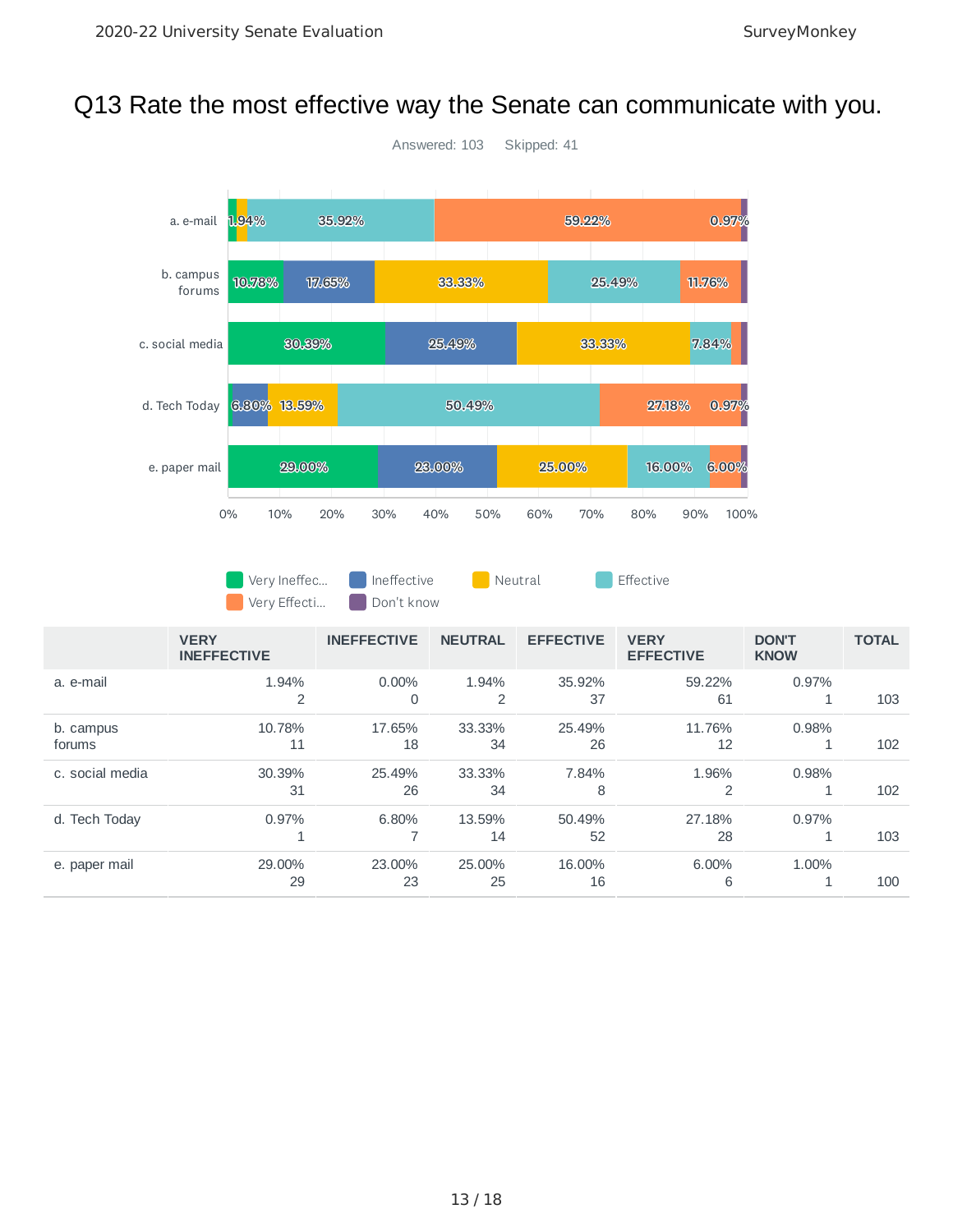# Q13 Rate the most effective way the Senate can communicate with you.

Answered: 103 Skipped: 41

| | VERY INEFFECTIVE | INEFFECTIVE | NEUTRAL | EFFECTIVE | VERY EFFECTIVE | DON'T KNOW | TOTAL |
|---|---|---|---|---|---|---|---|
| a. e-mail | 1.94%<br>2 | 0.00%<br>0 | 1.94%<br>2 | 35.92%<br>37 | 59.22%<br>61 | 0.97%<br>1 | 103 |
| b. campus forums | 10.78%<br>11 | 17.65%<br>18 | 33.33%<br>34 | 25.49%<br>26 | 11.76%<br>12 | 0.98%<br>1 | 102 |
| c. social media | 30.39%<br>31 | 25.49%<br>26 | 33.33%<br>34 | 7.84%<br>8 | 1.96%<br>2 | 0.98%<br>1 | 102 |
| d. Tech Today | 0.97%<br>1 | 6.80%<br>7 | 13.59%<br>14 | 50.49%<br>52 | 27.18%<br>28 | 0.97%<br>1 | 103 |
| e. paper mail | 29.00%<br>29 | 23.00%<br>23 | 25.00%<br>25 | 16.00%<br>16 | 6.00%<br>6 | 1.00%<br>1 | 100 |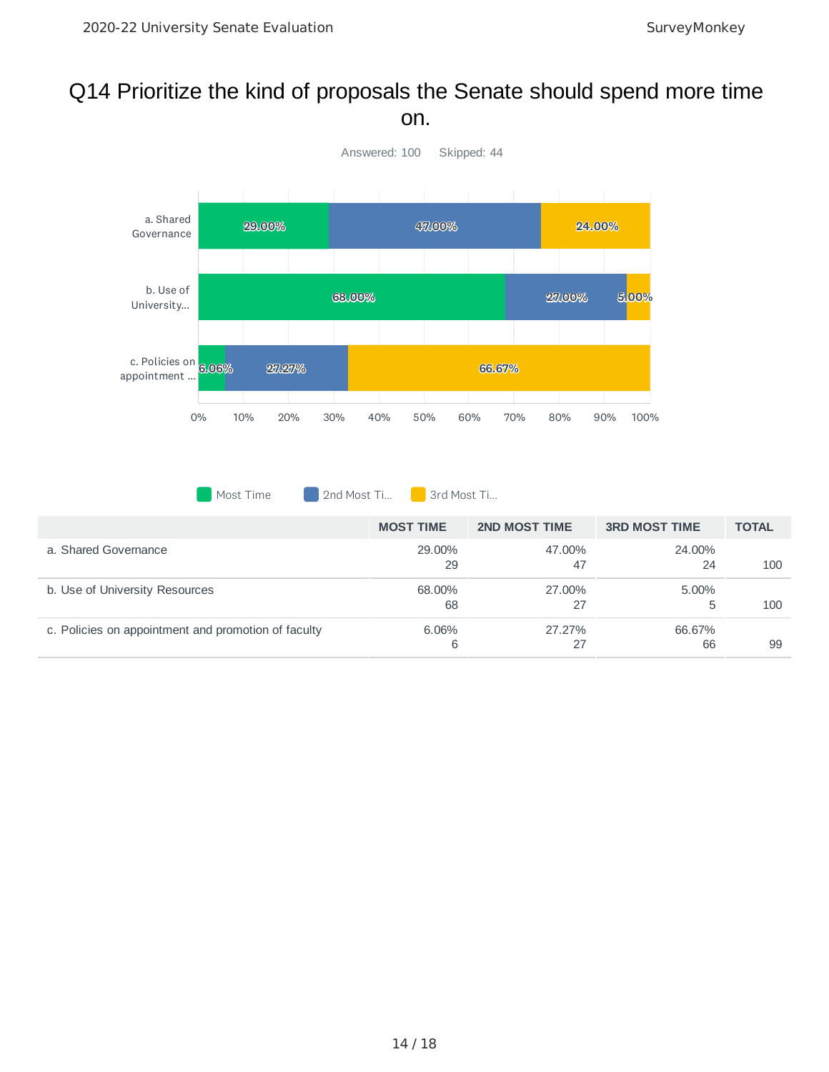# Q14 Prioritize the kind of proposals the Senate should spend more time on.

Answered: 100 Skipped: 44

|  | MOST TIME | 2ND MOST TIME | 3RD MOST TIME | TOTAL |
|---|---|---|---|---|
| a. Shared Governance | 29.00%<br>29 | 47.00%<br>47 | 24.00%<br>24 | 100 |
| b. Use of University Resources | 68.00%<br>68 | 27.00%<br>27 | 5.00%<br>5 | 100 |
| c. Policies on appointment and promotion of faculty | 6.06%<br>6 | 27.27%<br>27 | 66.67%<br>66 | 99 |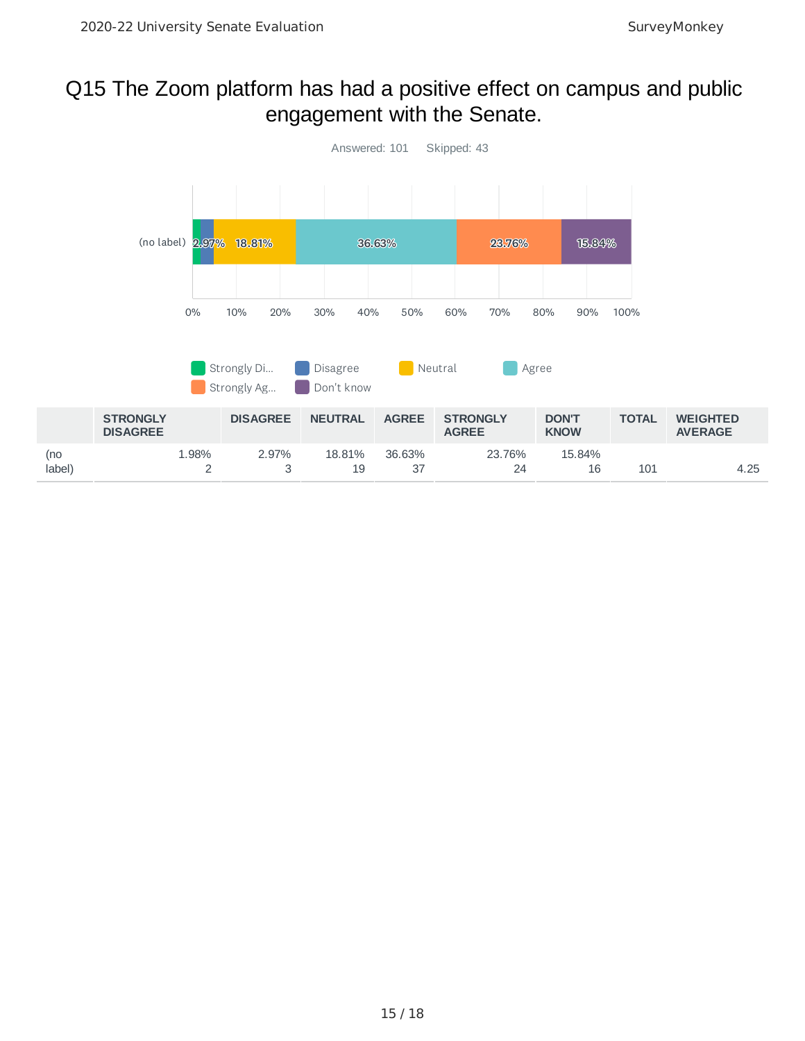# Q15 The Zoom platform has had a positive effect on campus and public engagement with the Senate.

Answered: 101 Skipped: 43

| | STRONGLY DISAGREE | DISAGREE | NEUTRAL | AGREE | STRONGLY AGREE | DON'T KNOW | TOTAL | WEIGHTED AVERAGE |
|---|---|---|---|---|---|---|---|---|
| (no label) | 1.98%<br>2 | 2.97%<br>3 | 18.81%<br>19 | 36.63%<br>37 | 23.76%<br>24 | 15.84%<br>16 | 101 | 4.25 |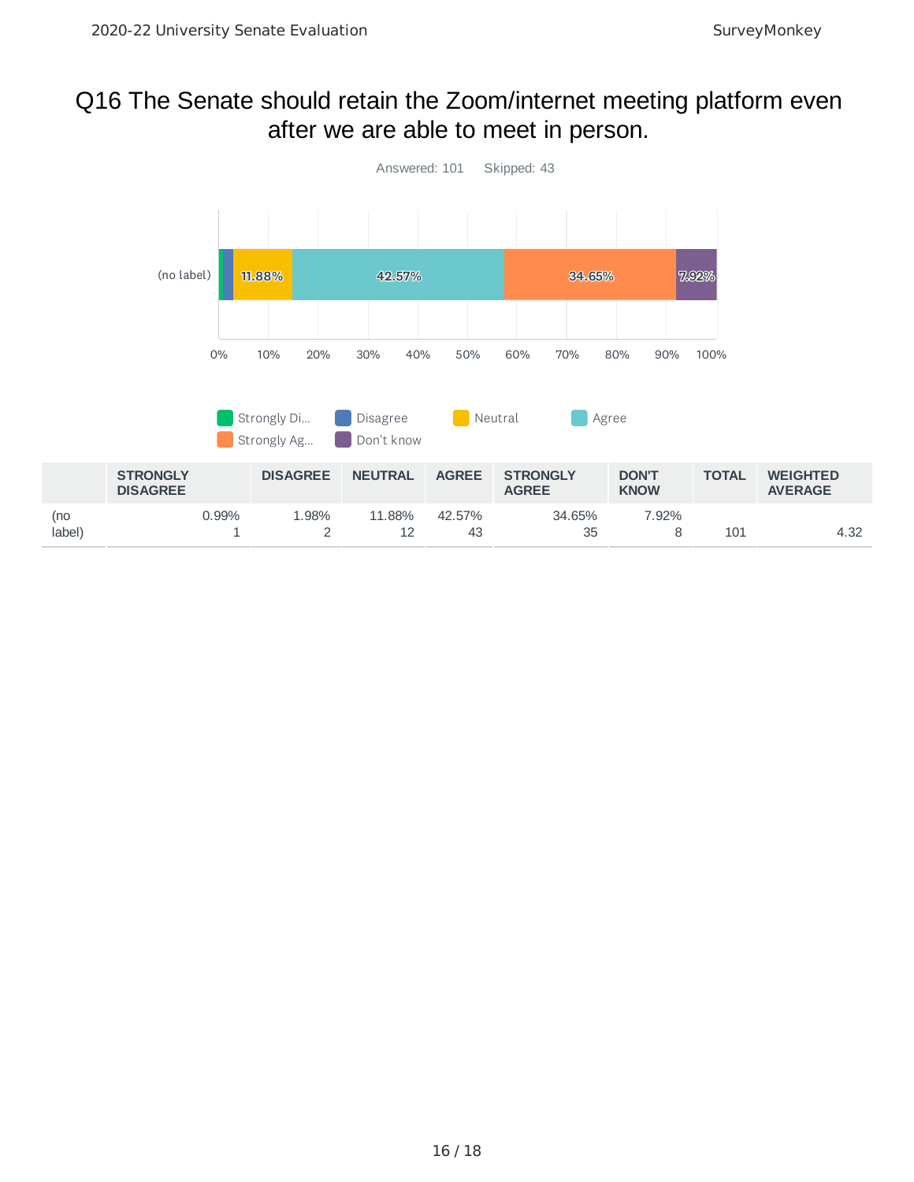# Q16 The Senate should retain the Zoom/internet meeting platform even after we are able to meet in person.

Answered: 101 Skipped: 43

| | STRONGLY DISAGREE | DISAGREE | NEUTRAL | AGREE | STRONGLY AGREE | DON'T KNOW | TOTAL | WEIGHTED AVERAGE |
|---|---|---|---|---|---|---|---|---|
| (no label) | 0.99% 1 | 1.98% 2 | 11.88% 12 | 42.57% 43 | 34.65% 35 | 7.92% 8 | 101 | 4.32 |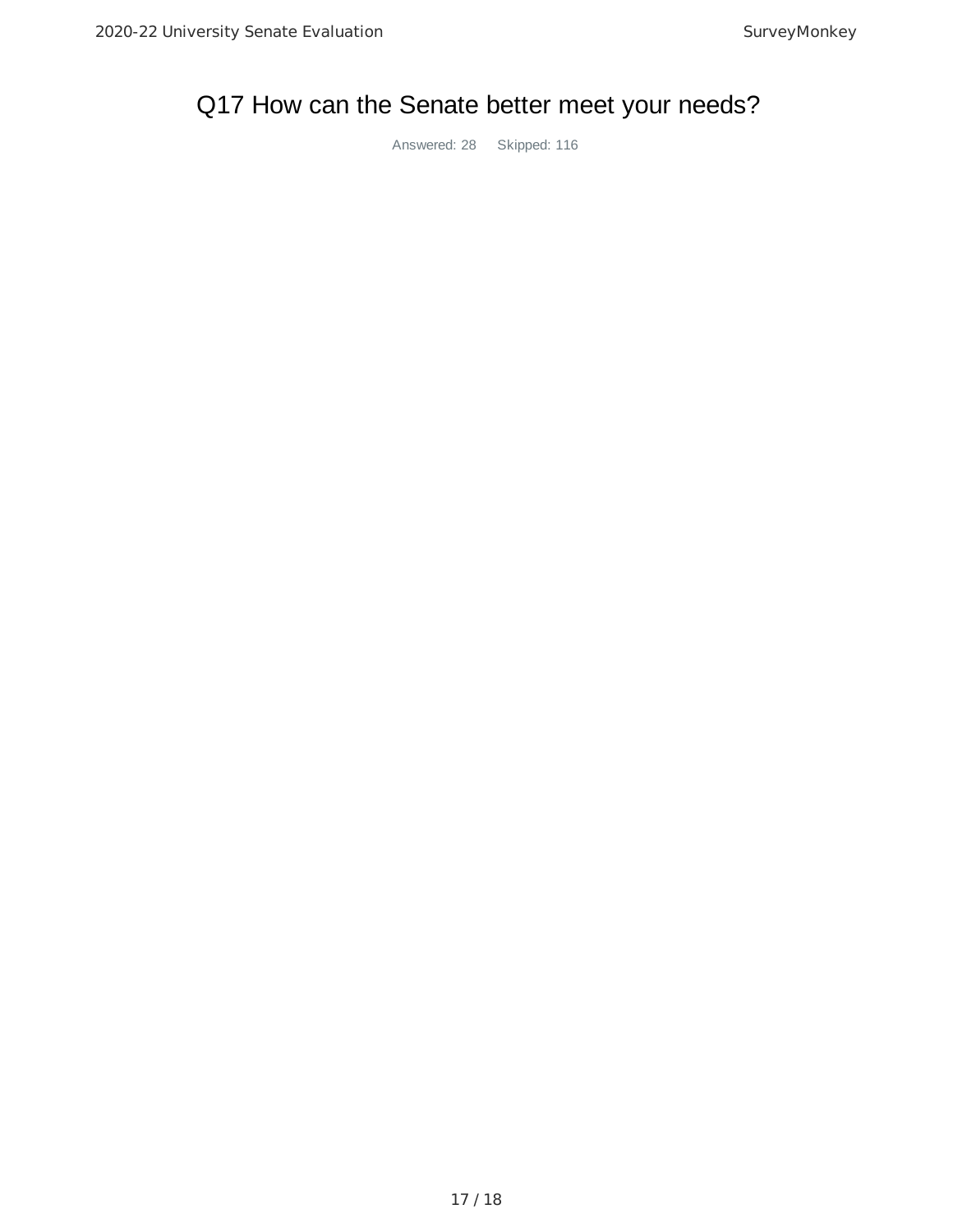# Q17 How can the Senate better meet your needs?

Answered: 28 Skipped: 116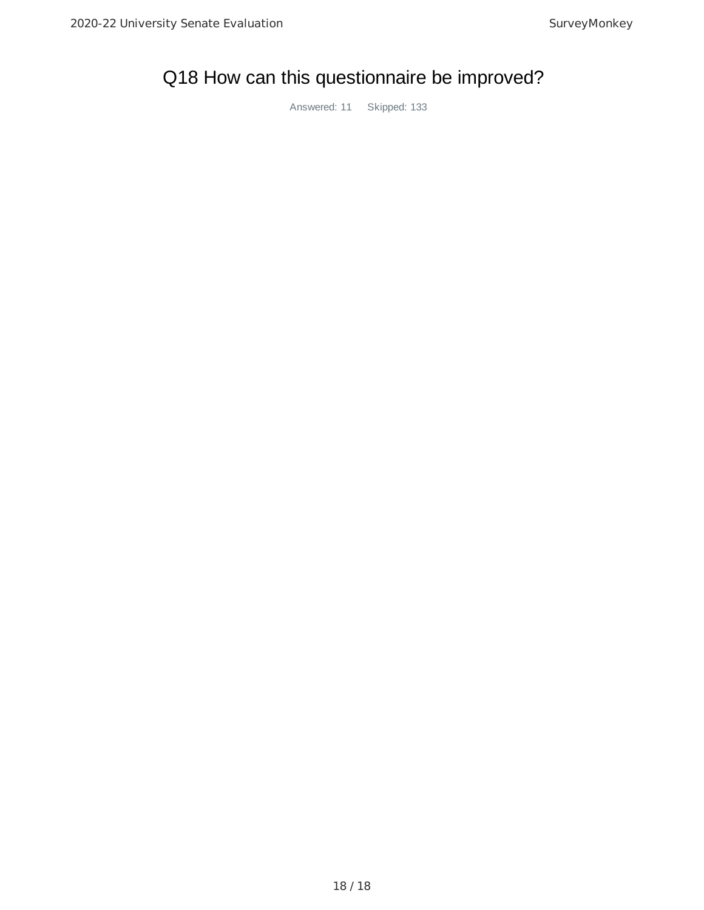# Q18 How can this questionnaire be improved?

Answered: 11 Skipped: 133